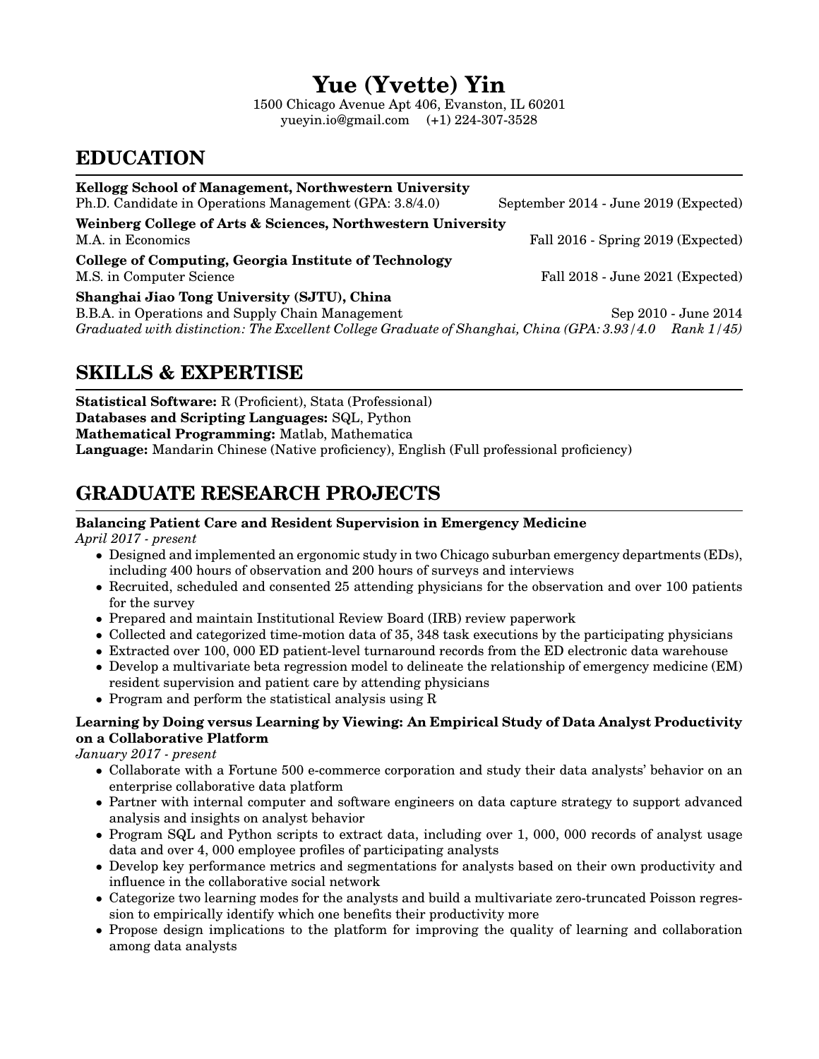# Yue (Yvette) Yin

1500 Chicago Avenue Apt 406, Evanston, IL 60201
yueyin.io@gmail.com (+1) 224-307-3528

## EDUCATION

**Kellogg School of Management, Northwestern University**
Ph.D. Candidate in Operations Management (GPA: 3.8/4.0) September 2014 - June 2019 (Expected)

**Weinberg College of Arts & Sciences, Northwestern University**
M.A. in Economics Fall 2016 - Spring 2019 (Expected)

**College of Computing, Georgia Institute of Technology**
M.S. in Computer Science Fall 2018 - June 2021 (Expected)

**Shanghai Jiao Tong University (SJTU), China**
B.B.A. in Operations and Supply Chain Management Sep 2010 - June 2014
*Graduated with distinction: The Excellent College Graduate of Shanghai, China (GPA: 3.93/4.0 Rank 1/45)*

## SKILLS & EXPERTISE

**Statistical Software:** R (Proficient), Stata (Professional)
**Databases and Scripting Languages:** SQL, Python
**Mathematical Programming:** Matlab, Mathematica
**Language:** Mandarin Chinese (Native proficiency), English (Full professional proficiency)

## GRADUATE RESEARCH PROJECTS

**Balancing Patient Care and Resident Supervision in Emergency Medicine**
*April 2017 - present*

- Designed and implemented an ergonomic study in two Chicago suburban emergency departments (EDs), including 400 hours of observation and 200 hours of surveys and interviews
- Recruited, scheduled and consented 25 attending physicians for the observation and over 100 patients for the survey
- Prepared and maintain Institutional Review Board (IRB) review paperwork
- Collected and categorized time-motion data of 35, 348 task executions by the participating physicians
- Extracted over 100, 000 ED patient-level turnaround records from the ED electronic data warehouse
- Develop a multivariate beta regression model to delineate the relationship of emergency medicine (EM) resident supervision and patient care by attending physicians
- Program and perform the statistical analysis using R

**Learning by Doing versus Learning by Viewing: An Empirical Study of Data Analyst Productivity on a Collaborative Platform**
*January 2017 - present*

- Collaborate with a Fortune 500 e-commerce corporation and study their data analysts' behavior on an enterprise collaborative data platform
- Partner with internal computer and software engineers on data capture strategy to support advanced analysis and insights on analyst behavior
- Program SQL and Python scripts to extract data, including over 1, 000, 000 records of analyst usage data and over 4, 000 employee profiles of participating analysts
- Develop key performance metrics and segmentations for analysts based on their own productivity and influence in the collaborative social network
- Categorize two learning modes for the analysts and build a multivariate zero-truncated Poisson regression to empirically identify which one benefits their productivity more
- Propose design implications to the platform for improving the quality of learning and collaboration among data analysts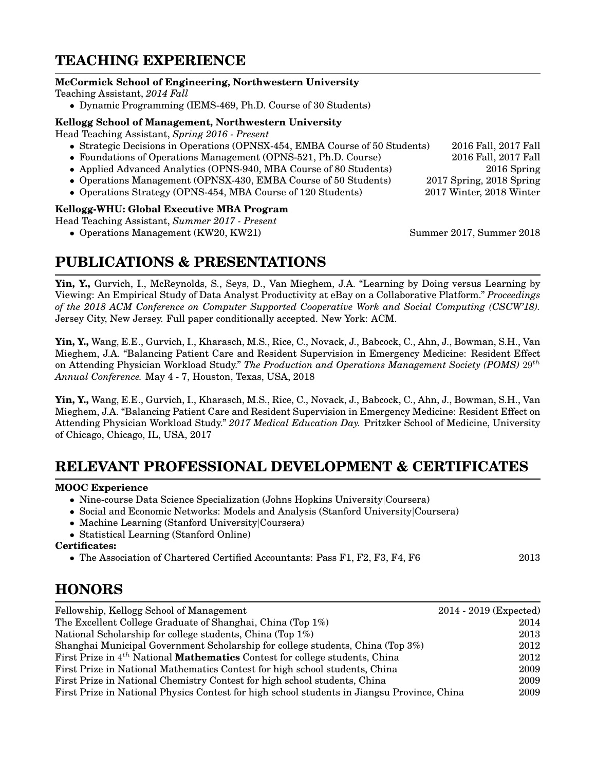## TEACHING EXPERIENCE

**McCormick School of Engineering, Northwestern University**
Teaching Assistant, *2014 Fall*

- Dynamic Programming (IEMS-469, Ph.D. Course of 30 Students)

**Kellogg School of Management, Northwestern University**
Head Teaching Assistant, *Spring 2016 - Present*

- Strategic Decisions in Operations (OPNSX-454, EMBA Course of 50 Students) — 2016 Fall, 2017 Fall
- Foundations of Operations Management (OPNS-521, Ph.D. Course) — 2016 Fall, 2017 Fall
- Applied Advanced Analytics (OPNS-940, MBA Course of 80 Students) — 2016 Spring
- Operations Management (OPNSX-430, EMBA Course of 50 Students) — 2017 Spring, 2018 Spring
- Operations Strategy (OPNS-454, MBA Course of 120 Students) — 2017 Winter, 2018 Winter

**Kellogg-WHU: Global Executive MBA Program**
Head Teaching Assistant, *Summer 2017 - Present*

- Operations Management (KW20, KW21) — Summer 2017, Summer 2018

## PUBLICATIONS & PRESENTATIONS

**Yin, Y.,** Gurvich, I., McReynolds, S., Seys, D., Van Mieghem, J.A. “Learning by Doing versus Learning by Viewing: An Empirical Study of Data Analyst Productivity at eBay on a Collaborative Platform.” *Proceedings of the 2018 ACM Conference on Computer Supported Cooperative Work and Social Computing (CSCW'18).* Jersey City, New Jersey. Full paper conditionally accepted. New York: ACM.

**Yin, Y.,** Wang, E.E., Gurvich, I., Kharasch, M.S., Rice, C., Novack, J., Babcock, C., Ahn, J., Bowman, S.H., Van Mieghem, J.A. “Balancing Patient Care and Resident Supervision in Emergency Medicine: Resident Effect on Attending Physician Workload Study.” *The Production and Operations Management Society (POMS)* $29^{th}$ *Annual Conference.* May 4 - 7, Houston, Texas, USA, 2018

**Yin, Y.,** Wang, E.E., Gurvich, I., Kharasch, M.S., Rice, C., Novack, J., Babcock, C., Ahn, J., Bowman, S.H., Van Mieghem, J.A. “Balancing Patient Care and Resident Supervision in Emergency Medicine: Resident Effect on Attending Physician Workload Study.” *2017 Medical Education Day.* Pritzker School of Medicine, University of Chicago, Chicago, IL, USA, 2017

## RELEVANT PROFESSIONAL DEVELOPMENT & CERTIFICATES

**MOOC Experience**

- Nine-course Data Science Specialization (Johns Hopkins University|Coursera)
- Social and Economic Networks: Models and Analysis (Stanford University|Coursera)
- Machine Learning (Stanford University|Coursera)
- Statistical Learning (Stanford Online)

**Certificates:**

- The Association of Chartered Certified Accountants: Pass F1, F2, F3, F4, F6 — 2013

## HONORS

| | |
|---|---|
| Fellowship, Kellogg School of Management | 2014 - 2019 (Expected) |
| The Excellent College Graduate of Shanghai, China (Top 1%) | 2014 |
| National Scholarship for college students, China (Top 1%) | 2013 |
| Shanghai Municipal Government Scholarship for college students, China (Top 3%) | 2012 |
| First Prize in $4^{th}$ National **Mathematics** Contest for college students, China | 2012 |
| First Prize in National Mathematics Contest for high school students, China | 2009 |
| First Prize in National Chemistry Contest for high school students, China | 2009 |
| First Prize in National Physics Contest for high school students in Jiangsu Province, China | 2009 |